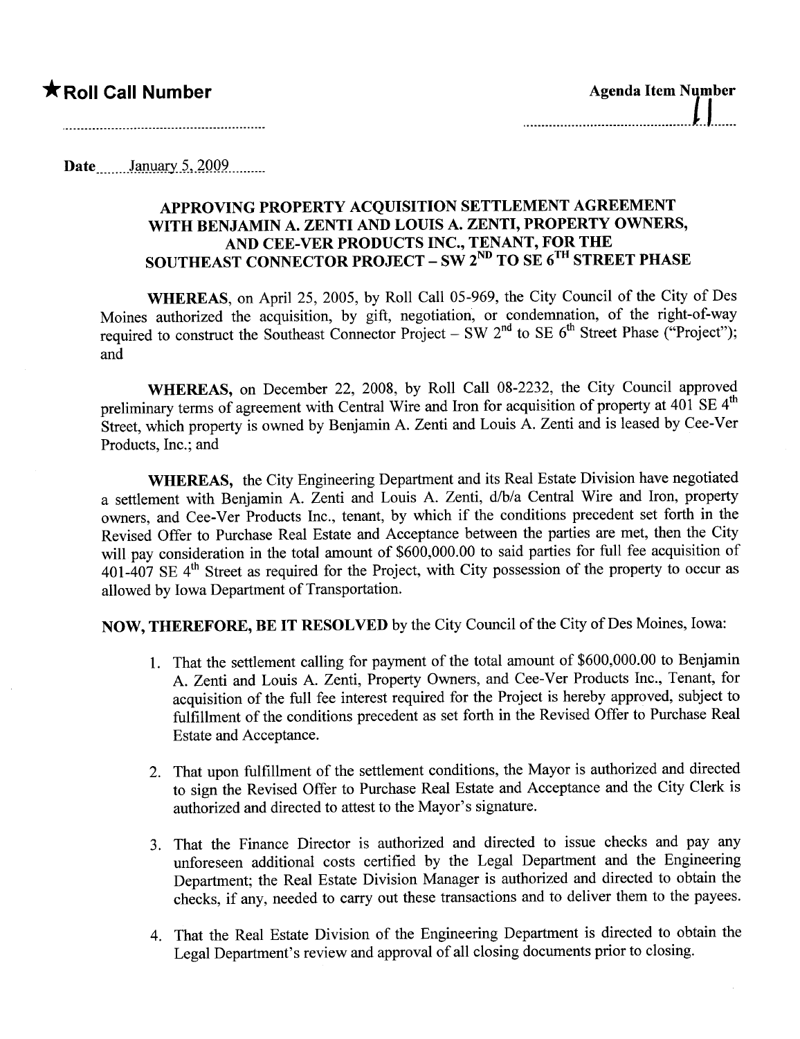★ **Roll Call Number**

**Agenda Item Number** 11

Date January 5, 2009

## APPROVING PROPERTY ACQUISITION SETTLEMENT AGREEMENT WITH BENJAMIN A. ZENTI AND LOUIS A. ZENTI, PROPERTY OWNERS, AND CEE-VER PRODUCTS INC., TENANT, FOR THE SOUTHEAST CONNECTOR PROJECT – SW 2ND TO SE 6TH STREET PHASE

**WHEREAS,** on April 25, 2005, by Roll Call 05-969, the City Council of the City of Des Moines authorized the acquisition, by gift, negotiation, or condemnation, of the right-of-way required to construct the Southeast Connector Project – SW 2nd to SE 6th Street Phase ("Project"); and

**WHEREAS,** on December 22, 2008, by Roll Call 08-2232, the City Council approved preliminary terms of agreement with Central Wire and Iron for acquisition of property at 401 SE 4th Street, which property is owned by Benjamin A. Zenti and Louis A. Zenti and is leased by Cee-Ver Products, Inc.; and

**WHEREAS,** the City Engineering Department and its Real Estate Division have negotiated a settlement with Benjamin A. Zenti and Louis A. Zenti, d/b/a Central Wire and Iron, property owners, and Cee-Ver Products Inc., tenant, by which if the conditions precedent set forth in the Revised Offer to Purchase Real Estate and Acceptance between the parties are met, then the City will pay consideration in the total amount of $600,000.00 to said parties for full fee acquisition of 401-407 SE 4th Street as required for the Project, with City possession of the property to occur as allowed by Iowa Department of Transportation.

**NOW, THEREFORE, BE IT RESOLVED** by the City Council of the City of Des Moines, Iowa:

1. That the settlement calling for payment of the total amount of $600,000.00 to Benjamin A. Zenti and Louis A. Zenti, Property Owners, and Cee-Ver Products Inc., Tenant, for acquisition of the full fee interest required for the Project is hereby approved, subject to fulfillment of the conditions precedent as set forth in the Revised Offer to Purchase Real Estate and Acceptance.

2. That upon fulfillment of the settlement conditions, the Mayor is authorized and directed to sign the Revised Offer to Purchase Real Estate and Acceptance and the City Clerk is authorized and directed to attest to the Mayor's signature.

3. That the Finance Director is authorized and directed to issue checks and pay any unforeseen additional costs certified by the Legal Department and the Engineering Department; the Real Estate Division Manager is authorized and directed to obtain the checks, if any, needed to carry out these transactions and to deliver them to the payees.

4. That the Real Estate Division of the Engineering Department is directed to obtain the Legal Department's review and approval of all closing documents prior to closing.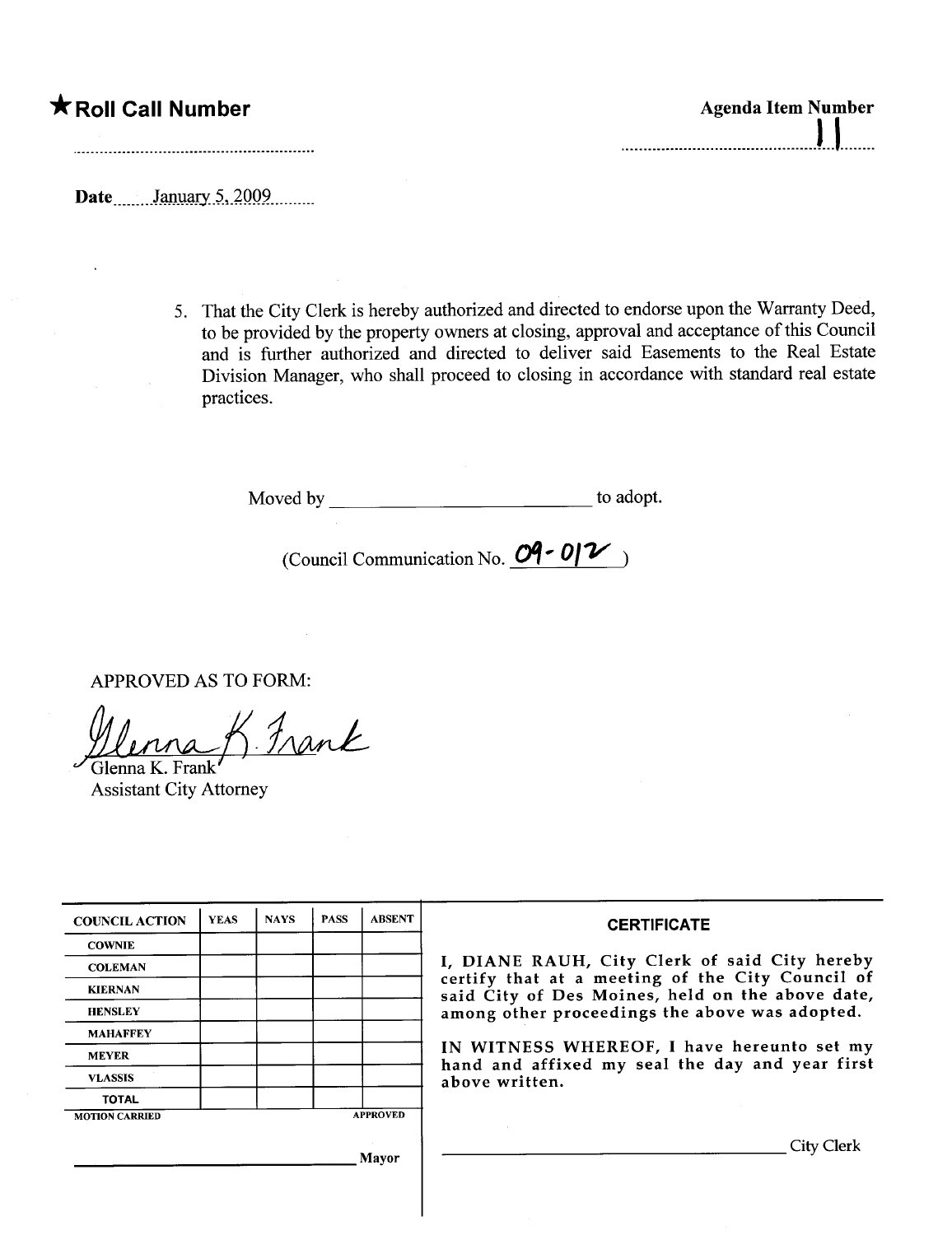★ **Roll Call Number**

**Agenda Item Number**
11

**Date** January 5, 2009

5. That the City Clerk is hereby authorized and directed to endorse upon the Warranty Deed, to be provided by the property owners at closing, approval and acceptance of this Council and is further authorized and directed to deliver said Easements to the Real Estate Division Manager, who shall proceed to closing in accordance with standard real estate practices.

Moved by ______________________ to adopt.

(Council Communication No. 09-012 )

APPROVED AS TO FORM:

Glenna K. Frank
Glenna K. Frank
Assistant City Attorney

| COUNCIL ACTION | YEAS | NAYS | PASS | ABSENT |
|---|---|---|---|---|
| COWNIE | | | | |
| COLEMAN | | | | |
| KIERNAN | | | | |
| HENSLEY | | | | |
| MAHAFFEY | | | | |
| MEYER | | | | |
| VLASSIS | | | | |
| TOTAL | | | | |

MOTION CARRIED APPROVED

______________________ Mayor

**CERTIFICATE**

I, DIANE RAUH, City Clerk of said City hereby certify that at a meeting of the City Council of said City of Des Moines, held on the above date, among other proceedings the above was adopted.

IN WITNESS WHEREOF, I have hereunto set my hand and affixed my seal the day and year first above written.

______________________ City Clerk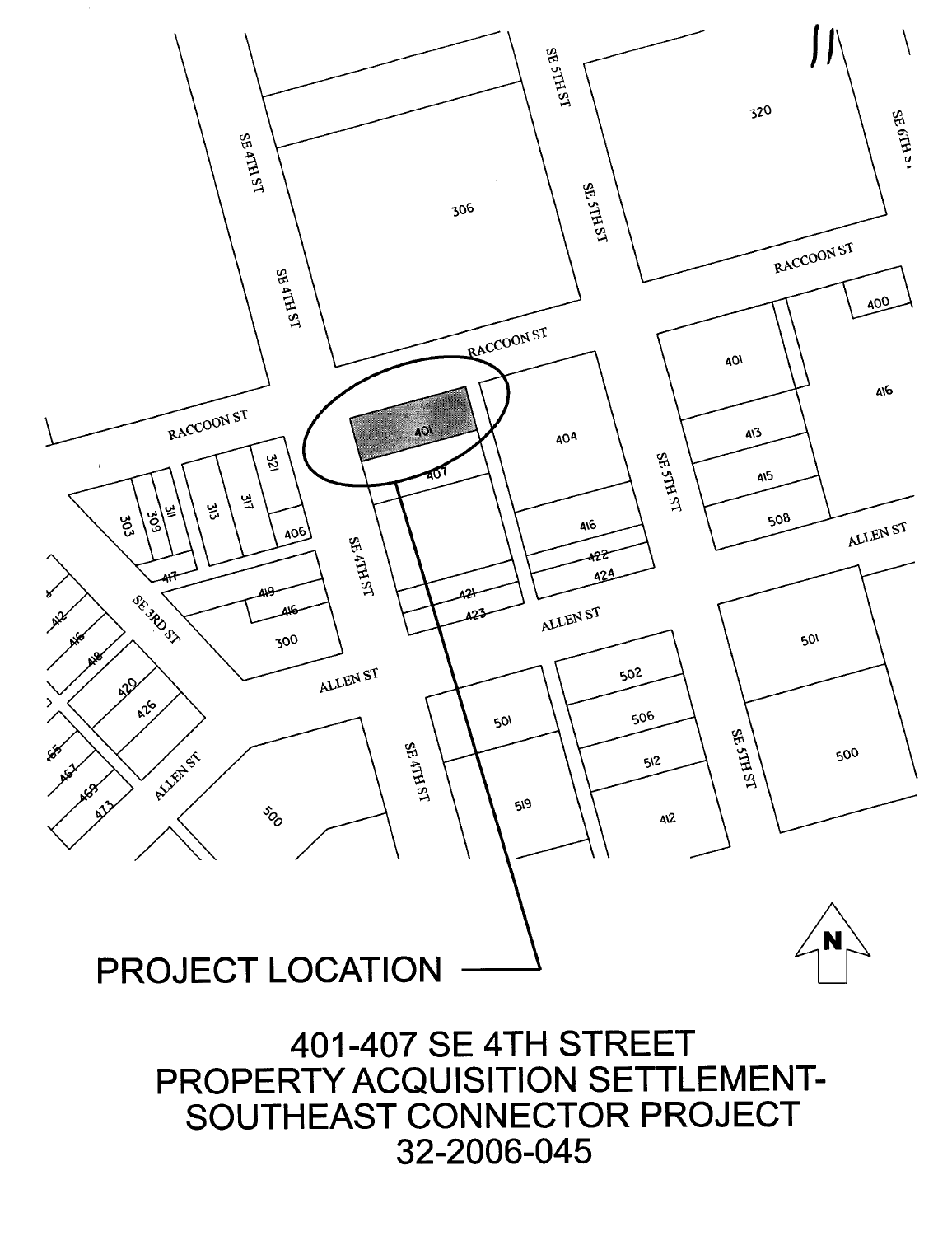SE 4TH ST

SE 5TH ST

SE 6TH ST

RACCOON ST

ALLEN ST

SE 3RD ST

PROJECT LOCATION

N

401-407 SE 4TH STREET
PROPERTY ACQUISITION SETTLEMENT-
SOUTHEAST CONNECTOR PROJECT
32-2006-045